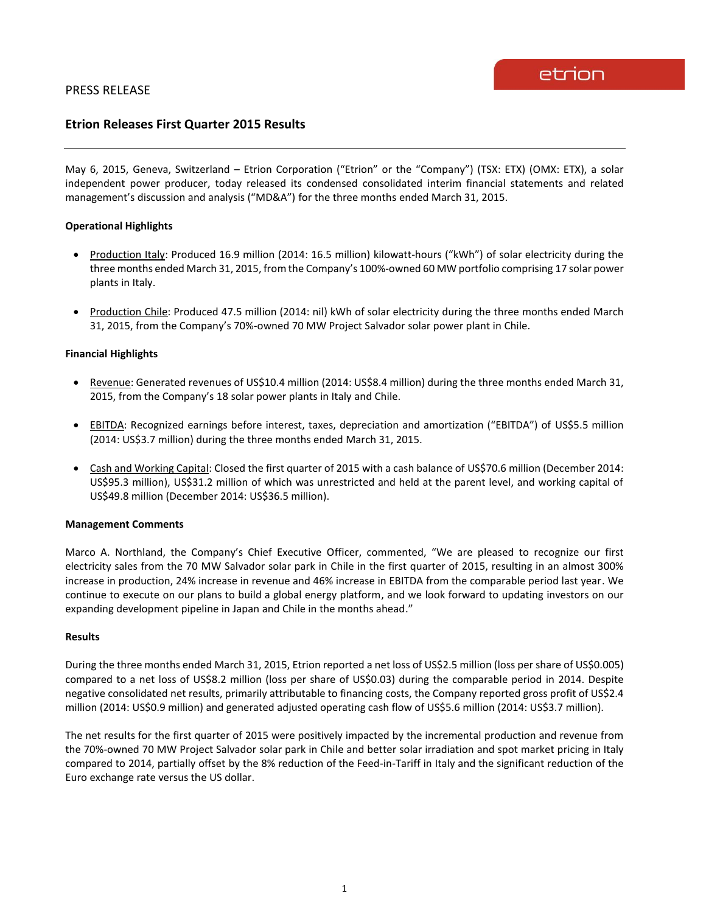PRESS RELEASE

## Etrion Releases First Quarter 2015 Results

May 6, 2015, Geneva, Switzerland – Etrion Corporation ("Etrion" or the "Company") (TSX: ETX) (OMX: ETX), a solar independent power producer, today released its condensed consolidated interim financial statements and related management's discussion and analysis ("MD&A") for the three months ended March 31, 2015.

**Operational Highlights**

- Production Italy: Produced 16.9 million (2014: 16.5 million) kilowatt-hours ("kWh") of solar electricity during the three months ended March 31, 2015, from the Company's 100%-owned 60 MW portfolio comprising 17 solar power plants in Italy.
- Production Chile: Produced 47.5 million (2014: nil) kWh of solar electricity during the three months ended March 31, 2015, from the Company's 70%-owned 70 MW Project Salvador solar power plant in Chile.

**Financial Highlights**

- Revenue: Generated revenues of US$10.4 million (2014: US$8.4 million) during the three months ended March 31, 2015, from the Company's 18 solar power plants in Italy and Chile.
- EBITDA: Recognized earnings before interest, taxes, depreciation and amortization ("EBITDA") of US$5.5 million (2014: US$3.7 million) during the three months ended March 31, 2015.
- Cash and Working Capital: Closed the first quarter of 2015 with a cash balance of US$70.6 million (December 2014: US$95.3 million), US$31.2 million of which was unrestricted and held at the parent level, and working capital of US$49.8 million (December 2014: US$36.5 million).

**Management Comments**

Marco A. Northland, the Company's Chief Executive Officer, commented, "We are pleased to recognize our first electricity sales from the 70 MW Salvador solar park in Chile in the first quarter of 2015, resulting in an almost 300% increase in production, 24% increase in revenue and 46% increase in EBITDA from the comparable period last year. We continue to execute on our plans to build a global energy platform, and we look forward to updating investors on our expanding development pipeline in Japan and Chile in the months ahead."

**Results**

During the three months ended March 31, 2015, Etrion reported a net loss of US$2.5 million (loss per share of US$0.005) compared to a net loss of US$8.2 million (loss per share of US$0.03) during the comparable period in 2014. Despite negative consolidated net results, primarily attributable to financing costs, the Company reported gross profit of US$2.4 million (2014: US$0.9 million) and generated adjusted operating cash flow of US$5.6 million (2014: US$3.7 million).

The net results for the first quarter of 2015 were positively impacted by the incremental production and revenue from the 70%-owned 70 MW Project Salvador solar park in Chile and better solar irradiation and spot market pricing in Italy compared to 2014, partially offset by the 8% reduction of the Feed-in-Tariff in Italy and the significant reduction of the Euro exchange rate versus the US dollar.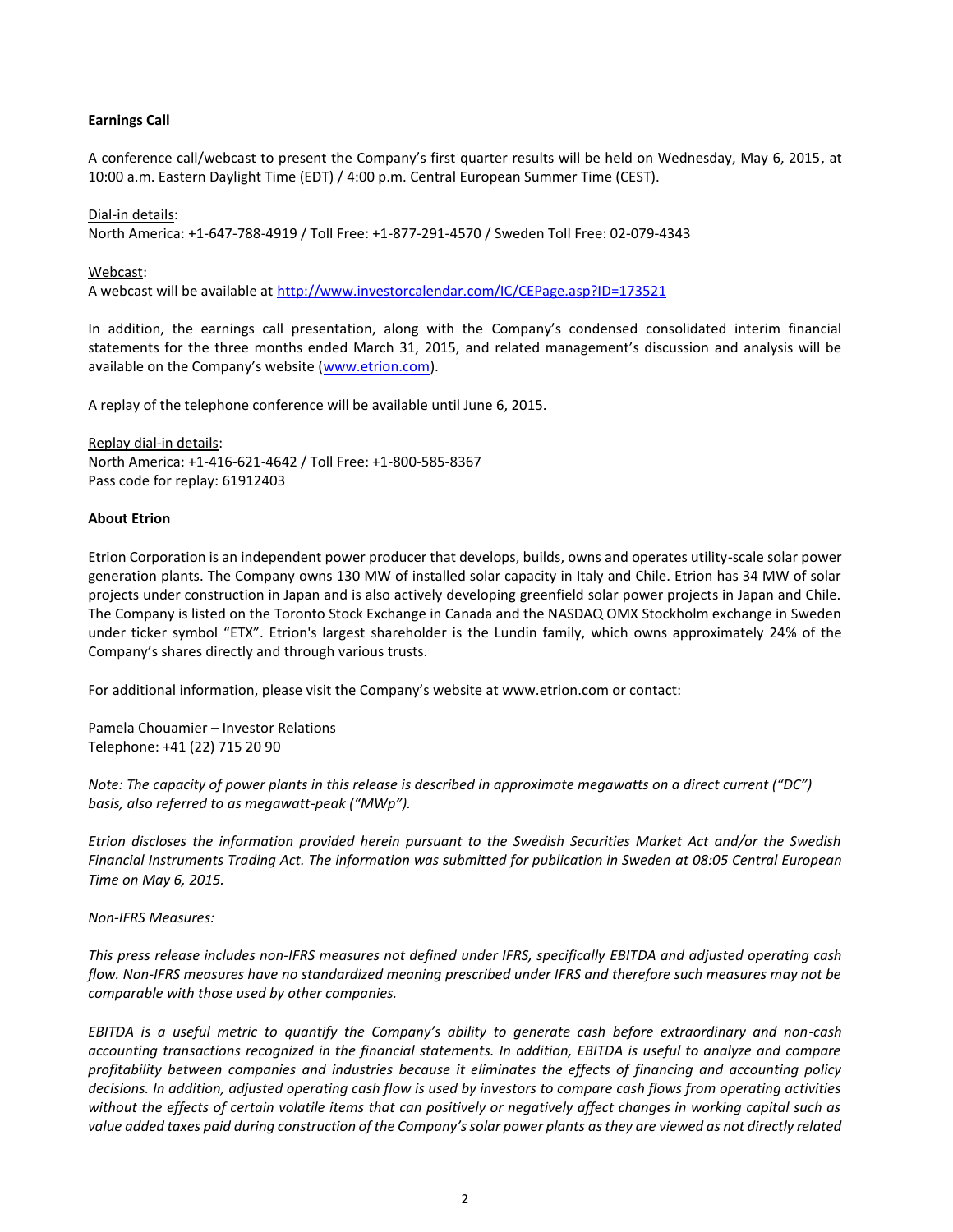**Earnings Call**

A conference call/webcast to present the Company's first quarter results will be held on Wednesday, May 6, 2015, at 10:00 a.m. Eastern Daylight Time (EDT) / 4:00 p.m. Central European Summer Time (CEST).

Dial-in details:
North America: +1-647-788-4919 / Toll Free: +1-877-291-4570 / Sweden Toll Free: 02-079-4343

Webcast:
A webcast will be available at [http://www.investorcalendar.com/IC/CEPage.asp?ID=173521](http://www.investorcalendar.com/IC/CEPage.asp?ID=173521)

In addition, the earnings call presentation, along with the Company's condensed consolidated interim financial statements for the three months ended March 31, 2015, and related management's discussion and analysis will be available on the Company's website ([www.etrion.com](http://www.etrion.com)).

A replay of the telephone conference will be available until June 6, 2015.

Replay dial-in details:
North America: +1-416-621-4642 / Toll Free: +1-800-585-8367
Pass code for replay: 61912403

**About Etrion**

Etrion Corporation is an independent power producer that develops, builds, owns and operates utility-scale solar power generation plants. The Company owns 130 MW of installed solar capacity in Italy and Chile. Etrion has 34 MW of solar projects under construction in Japan and is also actively developing greenfield solar power projects in Japan and Chile. The Company is listed on the Toronto Stock Exchange in Canada and the NASDAQ OMX Stockholm exchange in Sweden under ticker symbol "ETX". Etrion's largest shareholder is the Lundin family, which owns approximately 24% of the Company's shares directly and through various trusts.

For additional information, please visit the Company's website at www.etrion.com or contact:

Pamela Chouamier – Investor Relations
Telephone: +41 (22) 715 20 90

*Note: The capacity of power plants in this release is described in approximate megawatts on a direct current ("DC") basis, also referred to as megawatt-peak ("MWp").*

*Etrion discloses the information provided herein pursuant to the Swedish Securities Market Act and/or the Swedish Financial Instruments Trading Act. The information was submitted for publication in Sweden at 08:05 Central European Time on May 6, 2015.*

*Non-IFRS Measures:*

*This press release includes non-IFRS measures not defined under IFRS, specifically EBITDA and adjusted operating cash flow. Non-IFRS measures have no standardized meaning prescribed under IFRS and therefore such measures may not be comparable with those used by other companies.*

*EBITDA is a useful metric to quantify the Company's ability to generate cash before extraordinary and non-cash accounting transactions recognized in the financial statements. In addition, EBITDA is useful to analyze and compare profitability between companies and industries because it eliminates the effects of financing and accounting policy decisions. In addition, adjusted operating cash flow is used by investors to compare cash flows from operating activities without the effects of certain volatile items that can positively or negatively affect changes in working capital such as value added taxes paid during construction of the Company's solar power plants as they are viewed as not directly related*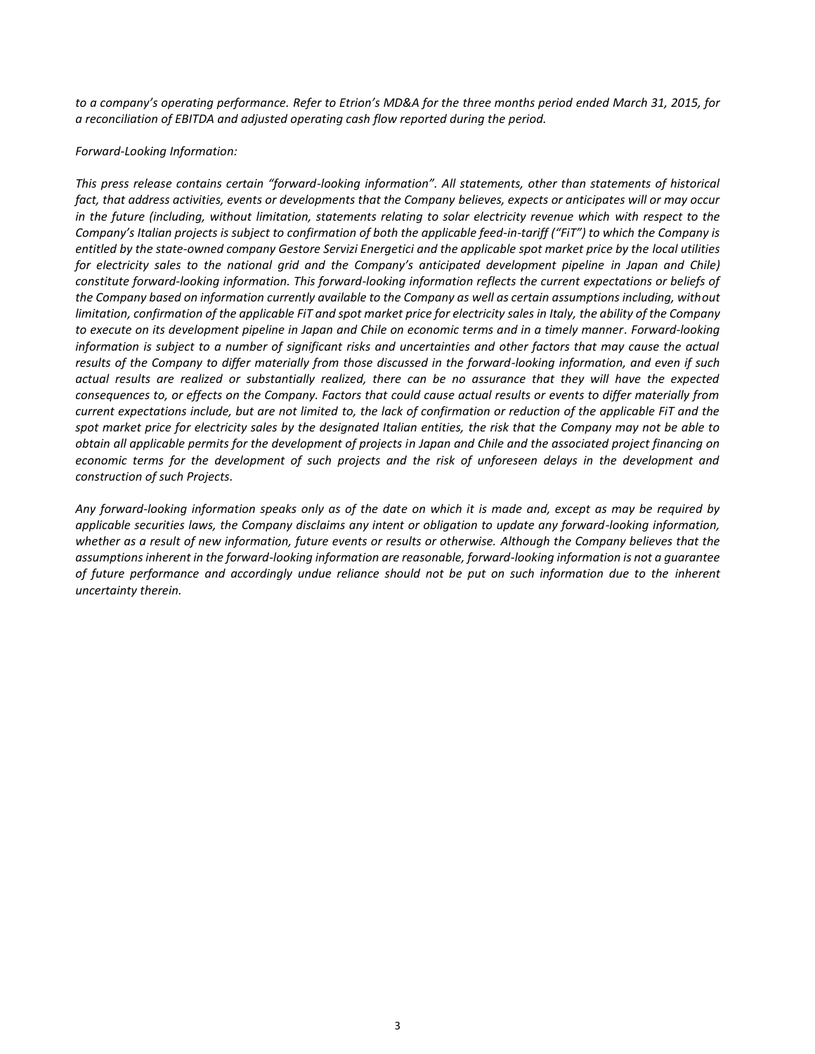*to a company's operating performance. Refer to Etrion's MD&A for the three months period ended March 31, 2015, for a reconciliation of EBITDA and adjusted operating cash flow reported during the period.*

*Forward-Looking Information:*

*This press release contains certain "forward-looking information". All statements, other than statements of historical fact, that address activities, events or developments that the Company believes, expects or anticipates will or may occur in the future (including, without limitation, statements relating to solar electricity revenue which with respect to the Company's Italian projects is subject to confirmation of both the applicable feed-in-tariff ("FiT") to which the Company is entitled by the state-owned company Gestore Servizi Energetici and the applicable spot market price by the local utilities for electricity sales to the national grid and the Company's anticipated development pipeline in Japan and Chile) constitute forward-looking information. This forward-looking information reflects the current expectations or beliefs of the Company based on information currently available to the Company as well as certain assumptions including, without limitation, confirmation of the applicable FiT and spot market price for electricity sales in Italy, the ability of the Company to execute on its development pipeline in Japan and Chile on economic terms and in a timely manner. Forward-looking information is subject to a number of significant risks and uncertainties and other factors that may cause the actual results of the Company to differ materially from those discussed in the forward-looking information, and even if such actual results are realized or substantially realized, there can be no assurance that they will have the expected consequences to, or effects on the Company. Factors that could cause actual results or events to differ materially from current expectations include, but are not limited to, the lack of confirmation or reduction of the applicable FiT and the spot market price for electricity sales by the designated Italian entities, the risk that the Company may not be able to obtain all applicable permits for the development of projects in Japan and Chile and the associated project financing on economic terms for the development of such projects and the risk of unforeseen delays in the development and construction of such Projects.*

*Any forward-looking information speaks only as of the date on which it is made and, except as may be required by applicable securities laws, the Company disclaims any intent or obligation to update any forward-looking information, whether as a result of new information, future events or results or otherwise. Although the Company believes that the assumptions inherent in the forward-looking information are reasonable, forward-looking information is not a guarantee of future performance and accordingly undue reliance should not be put on such information due to the inherent uncertainty therein.*